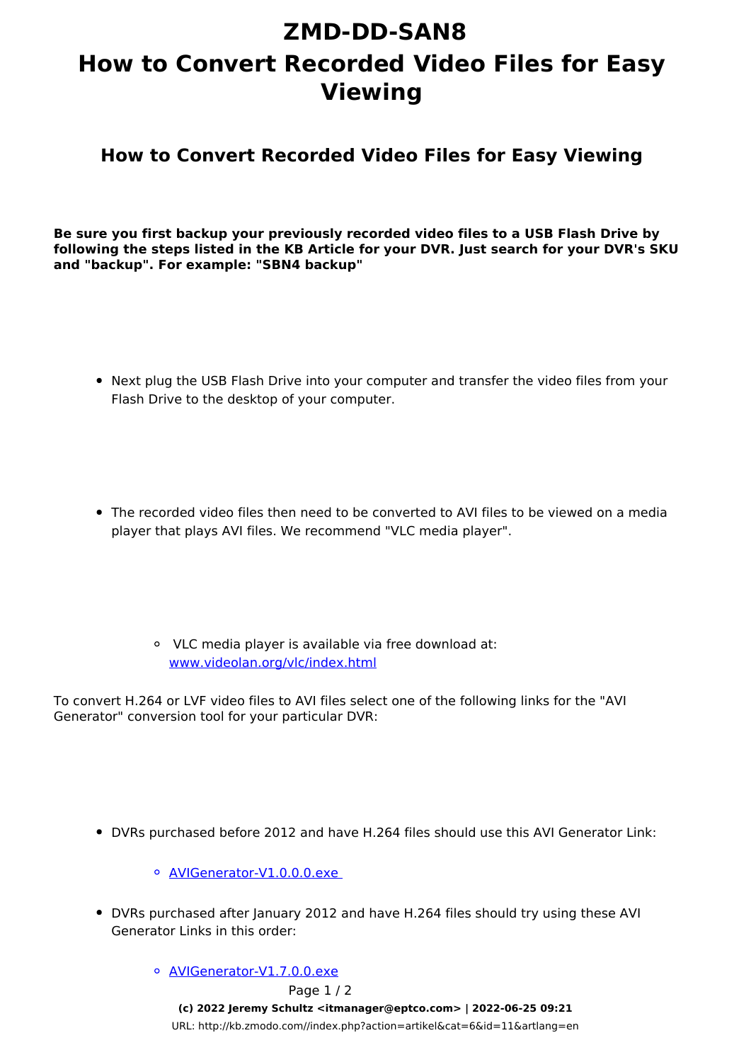# ZMD-DD-SAN8
# How to Convert Recorded Video Files for Easy Viewing

## How to Convert Recorded Video Files for Easy Viewing

**Be sure you first backup your previously recorded video files to a USB Flash Drive by following the steps listed in the KB Article for your DVR. Just search for your DVR's SKU and "backup". For example: "SBN4 backup"**

- Next plug the USB Flash Drive into your computer and transfer the video files from your Flash Drive to the desktop of your computer.

- The recorded video files then need to be converted to AVI files to be viewed on a media player that plays AVI files. We recommend "VLC media player".

  - VLC media player is available via free download at: [www.videolan.org/vlc/index.html](www.videolan.org/vlc/index.html)

To convert H.264 or LVF video files to AVI files select one of the following links for the "AVI Generator" conversion tool for your particular DVR:

- DVRs purchased before 2012 and have H.264 files should use this AVI Generator Link:
  - AVIGenerator-V1.0.0.0.exe
- DVRs purchased after January 2012 and have H.264 files should try using these AVI Generator Links in this order:
  - AVIGenerator-V1.7.0.0.exe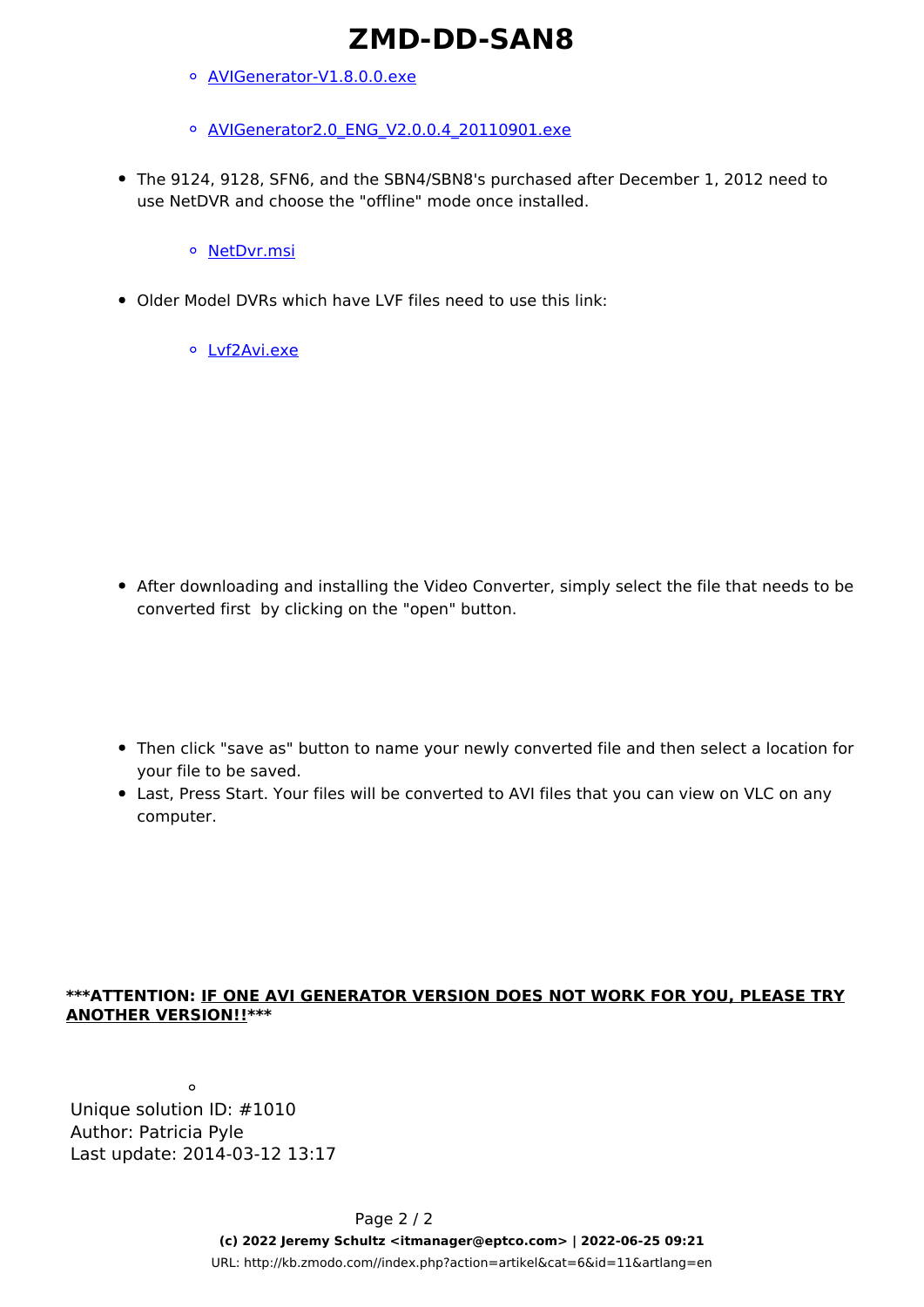- AVIGenerator-V1.8.0.0.exe

    - AVIGenerator2.0_ENG_V2.0.0.4_20110901.exe

- The 9124, 9128, SFN6, and the SBN4/SBN8's purchased after December 1, 2012 need to use NetDVR and choose the "offline" mode once installed.

    - NetDvr.msi

- Older Model DVRs which have LVF files need to use this link:

    - Lvf2Avi.exe

- After downloading and installing the Video Converter, simply select the file that needs to be converted first  by clicking on the "open" button.

- Then click "save as" button to name your newly converted file and then select a location for your file to be saved.
- Last, Press Start. Your files will be converted to AVI files that you can view on VLC on any computer.

**\*\*\*ATTENTION: <u>IF ONE AVI GENERATOR VERSION DOES NOT WORK FOR YOU, PLEASE TRY ANOTHER VERSION!!</u>\*\*\***

Unique solution ID: #1010
Author: Patricia Pyle
Last update: 2014-03-12 13:17